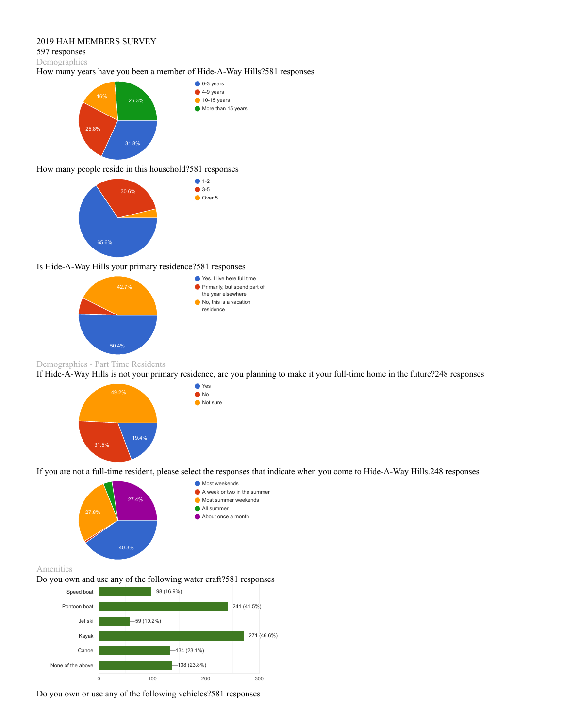# 2019 HAH MEMBERS SURVEY

597 responses

## Demographics

### How many years have you been a member of Hide-A-Way Hills?581 responses

- 0-3 years: 31.8%
- 4-9 years: 25.8%
- 10-15 years: 16%
- More than 15 years: 26.3%

### How many people reside in this household?581 responses

- 1-2: 65.6%
- 3-5: 30.6%
- Over 5

### Is Hide-A-Way Hills your primary residence?581 responses

- Yes. I live here full time: 50.4%
- Primarily, but spend part of the year elsewhere
- No, this is a vacation residence: 42.7%

## Demographics - Part Time Residents

### If Hide-A-Way Hills is not your primary residence, are you planning to make it your full-time home in the future?248 responses

- Yes: 19.4%
- No: 31.5%
- Not sure: 49.2%

### If you are not a full-time resident, please select the responses that indicate when you come to Hide-A-Way Hills.248 responses

- Most weekends: 40.3%
- A week or two in the summer
- Most summer weekends: 27.8%
- All summer
- About once a month: 27.4%

## Amenities

### Do you own and use any of the following water craft?581 responses

| Water craft | Responses |
| --- | --- |
| Speed boat | 98 (16.9%) |
| Pontoon boat | 241 (41.5%) |
| Jet ski | 59 (10.2%) |
| Kayak | 271 (46.6%) |
| Canoe | 134 (23.1%) |
| None of the above | 138 (23.8%) |

### Do you own or use any of the following vehicles?581 responses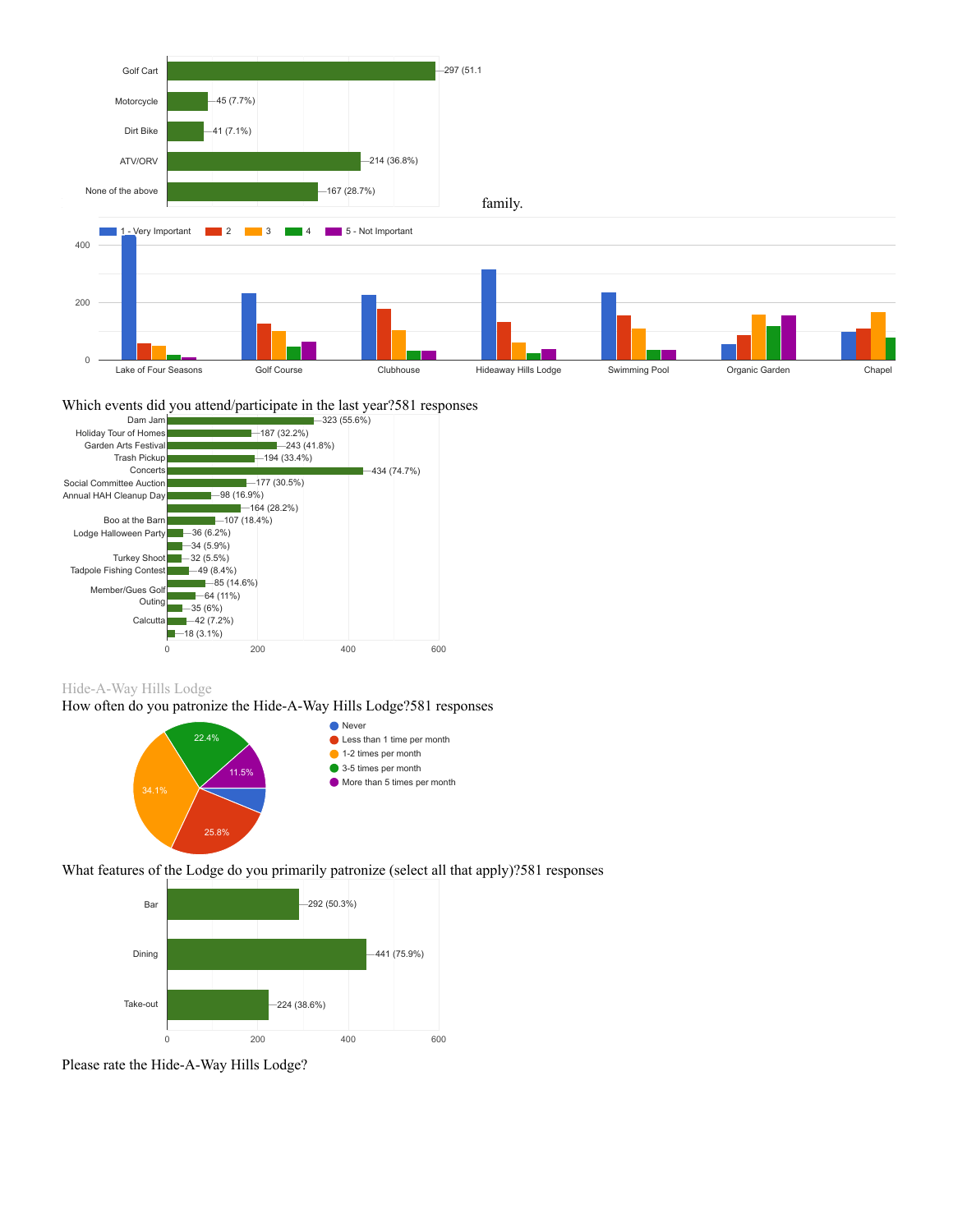| Response | Count |
| --- | --- |
| Golf Cart | 297 (51.1 |
| Motorcycle | 45 (7.7%) |
| Dirt Bike | 41 (7.1%) |
| ATV/ORV | 214 (36.8%) |
| None of the above | 167 (28.7%) |

family.

1 - Very Important | 2 | 3 | 4 | 5 - Not Important

Lake of Four Seasons | Golf Course | Clubhouse | Hideaway Hills Lodge | Swimming Pool | Organic Garden | Chapel

Which events did you attend/participate in the last year?581 responses

| Event | Count |
| --- | --- |
| Dam Jam | 323 (55.6%) |
| Holiday Tour of Homes | 187 (32.2%) |
| Garden Arts Festival | 243 (41.8%) |
| Trash Pickup | 194 (33.4%) |
| Concerts | 434 (74.7%) |
| Social Committee Auction | 177 (30.5%) |
| Annual HAH Cleanup Day | 98 (16.9%) |
| | 164 (28.2%) |
| Boo at the Barn | 107 (18.4%) |
| Lodge Halloween Party | 36 (6.2%) |
| | 34 (5.9%) |
| Turkey Shoot | 32 (5.5%) |
| Tadpole Fishing Contest | 49 (8.4%) |
| | 85 (14.6%) |
| Member/Gues Golf Outing | 64 (11%) |
| | 35 (6%) |
| Calcutta | 42 (7.2%) |
| | 18 (3.1%) |

## Hide-A-Way Hills Lodge

How often do you patronize the Hide-A-Way Hills Lodge?581 responses

| Response | Percent |
| --- | --- |
| Never | |
| Less than 1 time per month | 25.8% |
| 1-2 times per month | 34.1% |
| 3-5 times per month | 22.4% |
| More than 5 times per month | 11.5% |

What features of the Lodge do you primarily patronize (select all that apply)?581 responses

| Feature | Count |
| --- | --- |
| Bar | 292 (50.3%) |
| Dining | 441 (75.9%) |
| Take-out | 224 (38.6%) |

Please rate the Hide-A-Way Hills Lodge?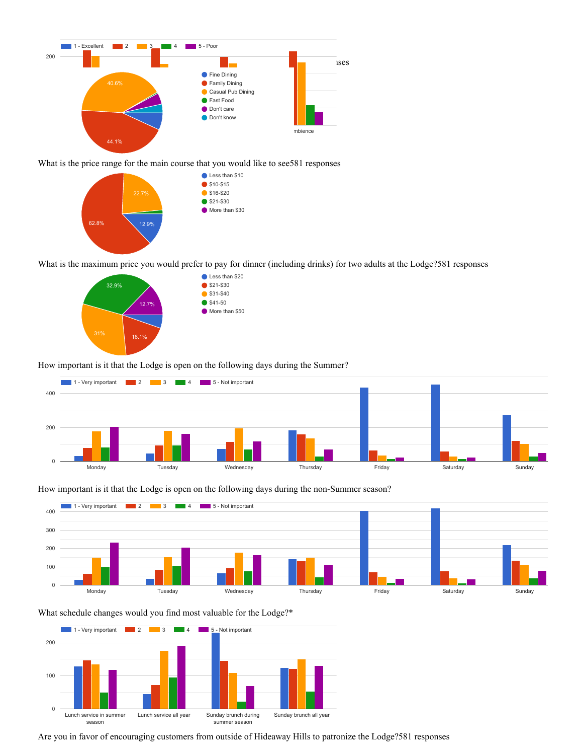What is the price range for the main course that you would like to see581 responses

What is the maximum price you would prefer to pay for dinner (including drinks) for two adults at the Lodge?581 responses

How important is it that the Lodge is open on the following days during the Summer?

How important is it that the Lodge is open on the following days during the non-Summer season?

What schedule changes would you find most valuable for the Lodge?*

Are you in favor of encouraging customers from outside of Hideaway Hills to patronize the Lodge?581 responses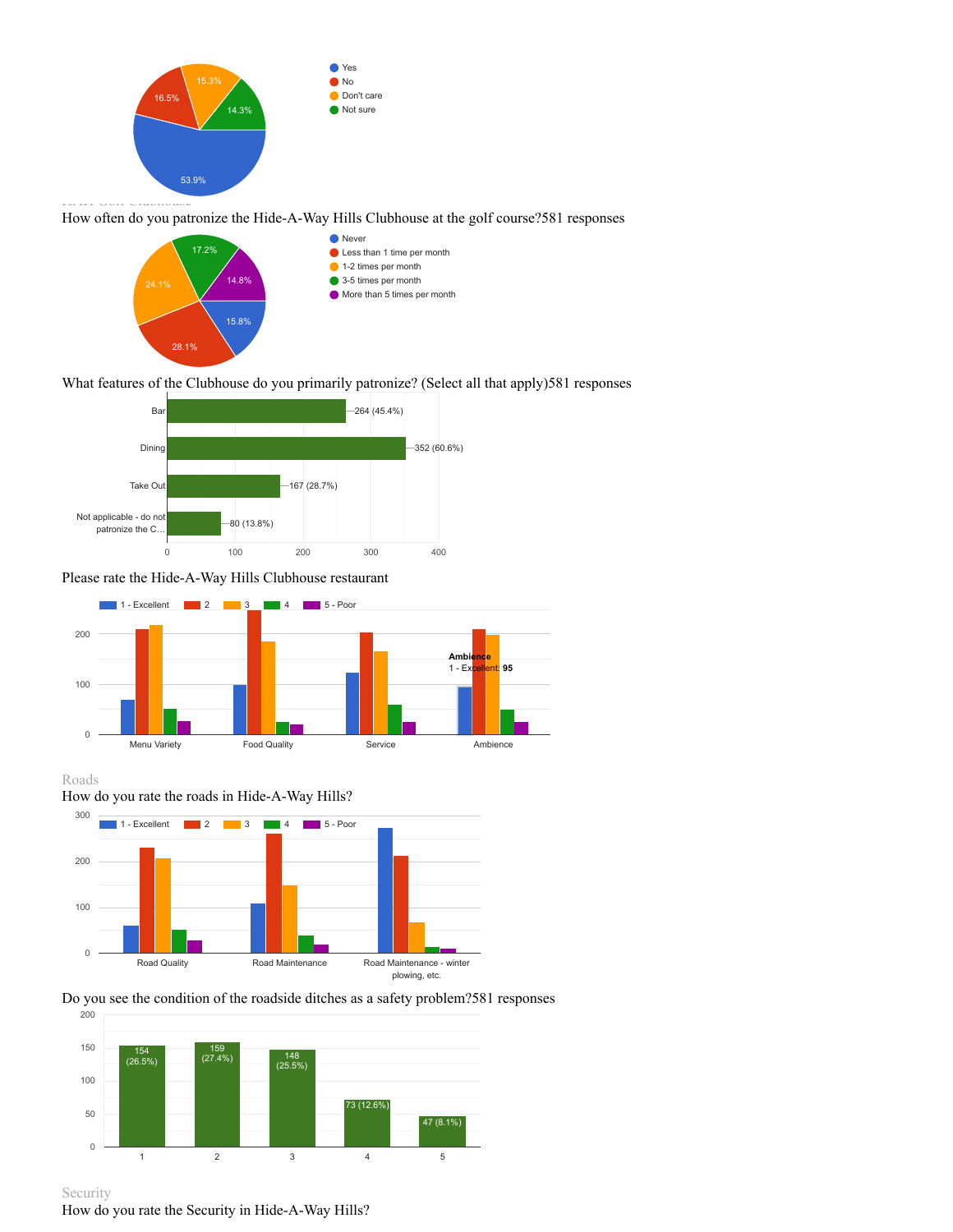- Yes: 53.9%
- No: 16.5%
- Don't care: 15.3%
- Not sure: 14.3%

HAH Golf Clubhouse

How often do you patronize the Hide-A-Way Hills Clubhouse at the golf course?581 responses

- Never: 15.8%
- Less than 1 time per month: 28.1%
- 1-2 times per month: 24.1%
- 3-5 times per month: 17.2%
- More than 5 times per month: 14.8%

What features of the Clubhouse do you primarily patronize? (Select all that apply)581 responses

| Feature | Responses |
| --- | --- |
| Bar | 264 (45.4%) |
| Dining | 352 (60.6%) |
| Take Out | 167 (28.7%) |
| Not applicable - do not patronize the C… | 80 (13.8%) |

Please rate the Hide-A-Way Hills Clubhouse restaurant

Legend: 1 - Excellent, 2, 3, 4, 5 - Poor

Categories: Menu Variety, Food Quality, Service, Ambience

Ambience
1 - Excellent: 95

Roads

How do you rate the roads in Hide-A-Way Hills?

Legend: 1 - Excellent, 2, 3, 4, 5 - Poor

Categories: Road Quality, Road Maintenance, Road Maintenance - winter plowing, etc.

Do you see the condition of the roadside ditches as a safety problem?581 responses

| Rating | Responses |
| --- | --- |
| 1 | 154 (26.5%) |
| 2 | 159 (27.4%) |
| 3 | 148 (25.5%) |
| 4 | 73 (12.6%) |
| 5 | 47 (8.1%) |

Security

How do you rate the Security in Hide-A-Way Hills?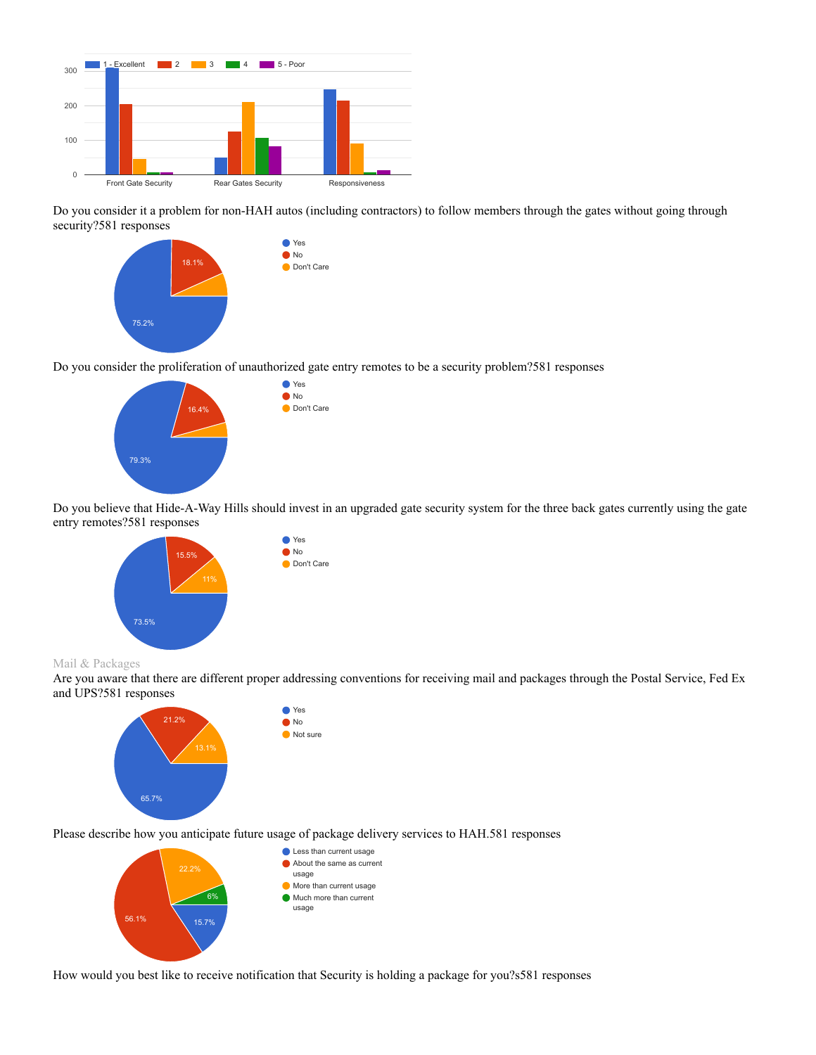Do you consider it a problem for non-HAH autos (including contractors) to follow members through the gates without going through security?581 responses

Do you consider the proliferation of unauthorized gate entry remotes to be a security problem?581 responses

Do you believe that Hide-A-Way Hills should invest in an upgraded gate security system for the three back gates currently using the gate entry remotes?581 responses

Mail & Packages

Are you aware that there are different proper addressing conventions for receiving mail and packages through the Postal Service, Fed Ex and UPS?581 responses

Please describe how you anticipate future usage of package delivery services to HAH.581 responses

How would you best like to receive notification that Security is holding a package for you?s581 responses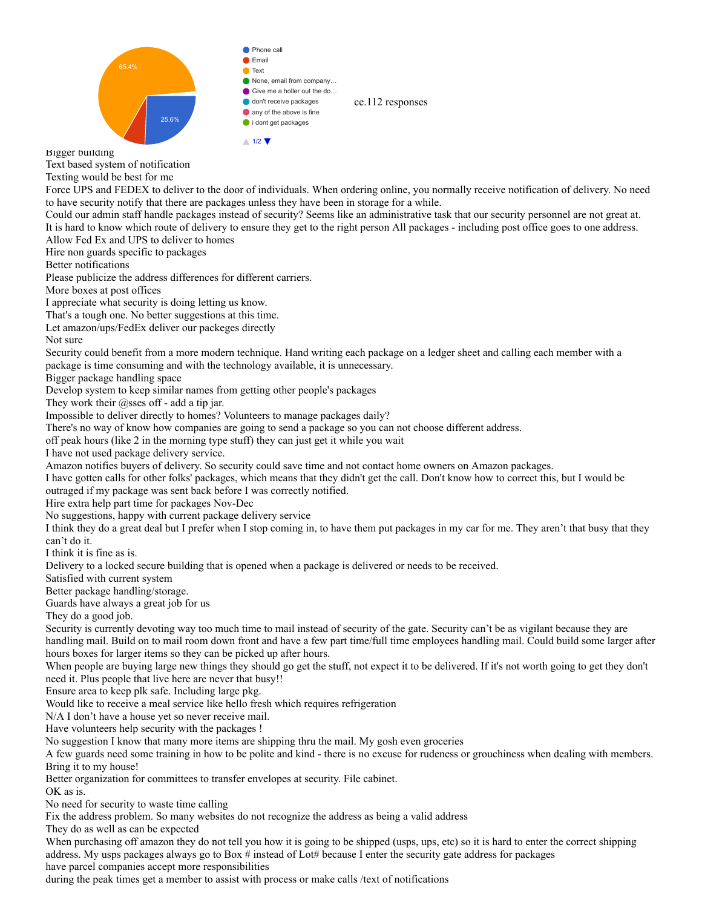65.4%

25.6%

- Phone call
- Email
- Text
- None, email from company...
- Give me a holler out the do...
- don't receive packages
- any of the above is fine
- i dont get packages

1/2

ce.112 responses

Bigger building
Text based system of notification
Texting would be best for me
Force UPS and FEDEX to deliver to the door of individuals. When ordering online, you normally receive notification of delivery. No need to have security notify that there are packages unless they have been in storage for a while.
Could our admin staff handle packages instead of security? Seems like an administrative task that our security personnel are not great at.
It is hard to know which route of delivery to ensure they get to the right person All packages - including post office goes to one address.
Allow Fed Ex and UPS to deliver to homes
Hire non guards specific to packages
Better notifications
Please publicize the address differences for different carriers.
More boxes at post offices
I appreciate what security is doing letting us know.
That's a tough one. No better suggestions at this time.
Let amazon/ups/FedEx deliver our packeges directly
Not sure
Security could benefit from a more modern technique. Hand writing each package on a ledger sheet and calling each member with a package is time consuming and with the technology available, it is unnecessary.
Bigger package handling space
Develop system to keep similar names from getting other people's packages
They work their @sses off - add a tip jar.
Impossible to deliver directly to homes? Volunteers to manage packages daily?
There's no way of know how companies are going to send a package so you can not choose different address.
off peak hours (like 2 in the morning type stuff) they can just get it while you wait
I have not used package delivery service.
Amazon notifies buyers of delivery. So security could save time and not contact home owners on Amazon packages.
I have gotten calls for other folks' packages, which means that they didn't get the call. Don't know how to correct this, but I would be outraged if my package was sent back before I was correctly notified.
Hire extra help part time for packages Nov-Dec
No suggestions, happy with current package delivery service
I think they do a great deal but I prefer when I stop coming in, to have them put packages in my car for me. They aren't that busy that they can't do it.
I think it is fine as is.
Delivery to a locked secure building that is opened when a package is delivered or needs to be received.
Satisfied with current system
Better package handling/storage.
Guards have always a great job for us
They do a good job.
Security is currently devoting way too much time to mail instead of security of the gate. Security can't be as vigilant because they are handling mail. Build on to mail room down front and have a few part time/full time employees handling mail. Could build some larger after hours boxes for larger items so they can be picked up after hours.
When people are buying large new things they should go get the stuff, not expect it to be delivered. If it's not worth going to get they don't need it. Plus people that live here are never that busy!!
Ensure area to keep plk safe. Including large pkg.
Would like to receive a meal service like hello fresh which requires refrigeration
N/A I don't have a house yet so never receive mail.
Have volunteers help security with the packages !
No suggestion I know that many more items are shipping thru the mail. My gosh even groceries
A few guards need some training in how to be polite and kind - there is no excuse for rudeness or grouchiness when dealing with members.
Bring it to my house!
Better organization for committees to transfer envelopes at security. File cabinet.
OK as is.
No need for security to waste time calling
Fix the address problem. So many websites do not recognize the address as being a valid address
They do as well as can be expected
When purchasing off amazon they do not tell you how it is going to be shipped (usps, ups, etc) so it is hard to enter the correct shipping address. My usps packages always go to Box # instead of Lot# because I enter the security gate address for packages
have parcel companies accept more responsibilities
during the peak times get a member to assist with process or make calls /text of notifications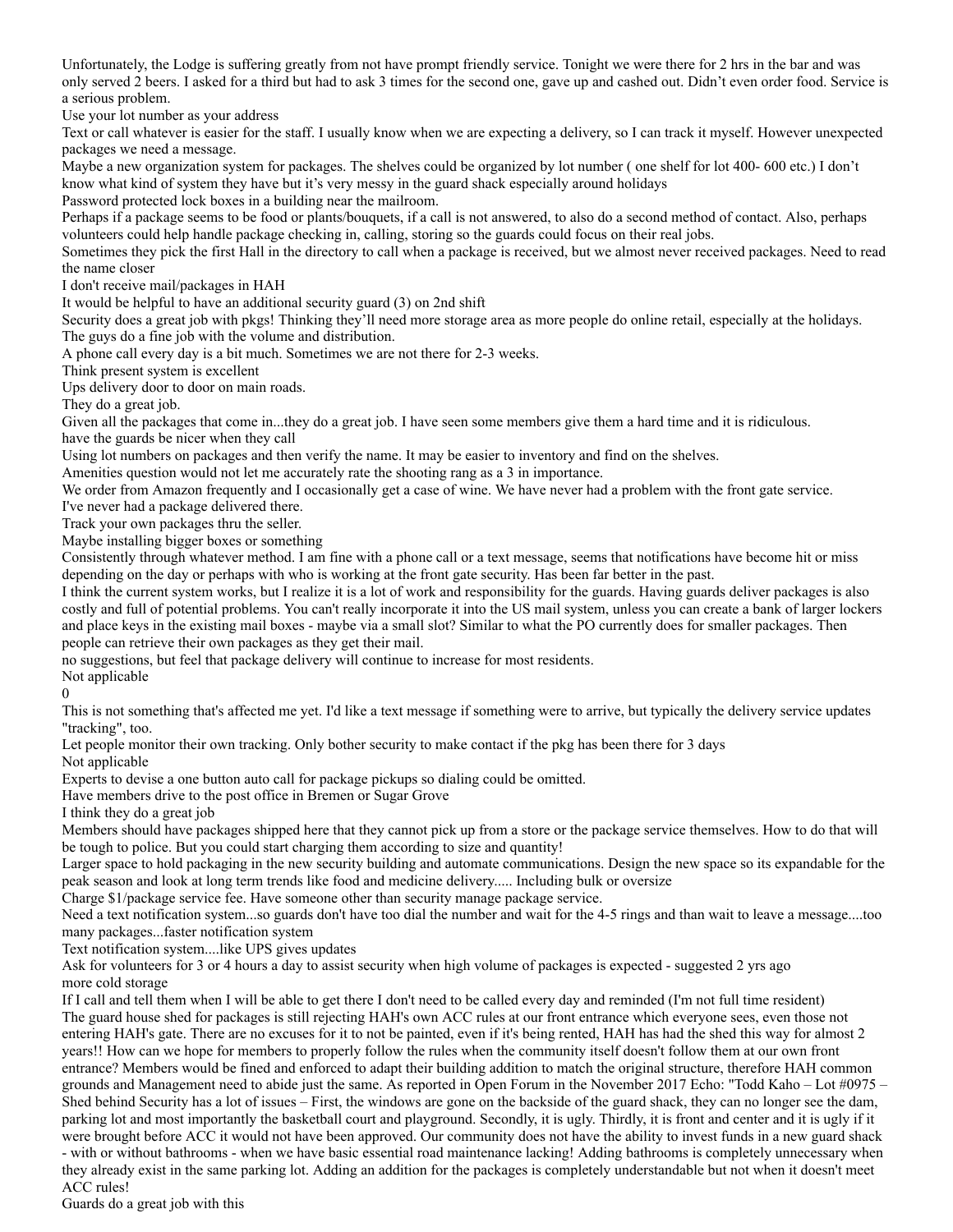Unfortunately, the Lodge is suffering greatly from not have prompt friendly service. Tonight we were there for 2 hrs in the bar and was only served 2 beers. I asked for a third but had to ask 3 times for the second one, gave up and cashed out. Didn't even order food. Service is a serious problem.

Use your lot number as your address

Text or call whatever is easier for the staff. I usually know when we are expecting a delivery, so I can track it myself. However unexpected packages we need a message.

Maybe a new organization system for packages. The shelves could be organized by lot number ( one shelf for lot 400- 600 etc.) I don't know what kind of system they have but it's very messy in the guard shack especially around holidays

Password protected lock boxes in a building near the mailroom.

Perhaps if a package seems to be food or plants/bouquets, if a call is not answered, to also do a second method of contact. Also, perhaps volunteers could help handle package checking in, calling, storing so the guards could focus on their real jobs.

Sometimes they pick the first Hall in the directory to call when a package is received, but we almost never received packages. Need to read the name closer

I don't receive mail/packages in HAH

It would be helpful to have an additional security guard (3) on 2nd shift

Security does a great job with pkgs! Thinking they'll need more storage area as more people do online retail, especially at the holidays.

The guys do a fine job with the volume and distribution.

A phone call every day is a bit much. Sometimes we are not there for 2-3 weeks.

Think present system is excellent

Ups delivery door to door on main roads.

They do a great job.

Given all the packages that come in...they do a great job. I have seen some members give them a hard time and it is ridiculous.

have the guards be nicer when they call

Using lot numbers on packages and then verify the name. It may be easier to inventory and find on the shelves.

Amenities question would not let me accurately rate the shooting rang as a 3 in importance.

We order from Amazon frequently and I occasionally get a case of wine. We have never had a problem with the front gate service.

I've never had a package delivered there.

Track your own packages thru the seller.

Maybe installing bigger boxes or something

Consistently through whatever method. I am fine with a phone call or a text message, seems that notifications have become hit or miss depending on the day or perhaps with who is working at the front gate security. Has been far better in the past.

I think the current system works, but I realize it is a lot of work and responsibility for the guards. Having guards deliver packages is also costly and full of potential problems. You can't really incorporate it into the US mail system, unless you can create a bank of larger lockers and place keys in the existing mail boxes - maybe via a small slot? Similar to what the PO currently does for smaller packages. Then people can retrieve their own packages as they get their mail.

no suggestions, but feel that package delivery will continue to increase for most residents.

Not applicable

0

This is not something that's affected me yet. I'd like a text message if something were to arrive, but typically the delivery service updates "tracking", too.

Let people monitor their own tracking. Only bother security to make contact if the pkg has been there for 3 days

Not applicable

Experts to devise a one button auto call for package pickups so dialing could be omitted.

Have members drive to the post office in Bremen or Sugar Grove

I think they do a great job

Members should have packages shipped here that they cannot pick up from a store or the package service themselves. How to do that will be tough to police. But you could start charging them according to size and quantity!

Larger space to hold packaging in the new security building and automate communications. Design the new space so its expandable for the peak season and look at long term trends like food and medicine delivery..... Including bulk or oversize

Charge $1/package service fee. Have someone other than security manage package service.

Need a text notification system...so guards don't have too dial the number and wait for the 4-5 rings and than wait to leave a message....too many packages...faster notification system

Text notification system....like UPS gives updates

Ask for volunteers for 3 or 4 hours a day to assist security when high volume of packages is expected - suggested 2 yrs ago

more cold storage

If I call and tell them when I will be able to get there I don't need to be called every day and reminded (I'm not full time resident)

The guard house shed for packages is still rejecting HAH's own ACC rules at our front entrance which everyone sees, even those not entering HAH's gate. There are no excuses for it to not be painted, even if it's being rented, HAH has had the shed this way for almost 2 years!! How can we hope for members to properly follow the rules when the community itself doesn't follow them at our own front entrance? Members would be fined and enforced to adapt their building addition to match the original structure, therefore HAH common grounds and Management need to abide just the same. As reported in Open Forum in the November 2017 Echo: "Todd Kaho – Lot #0975 – Shed behind Security has a lot of issues – First, the windows are gone on the backside of the guard shack, they can no longer see the dam, parking lot and most importantly the basketball court and playground. Secondly, it is ugly. Thirdly, it is front and center and it is ugly if it were brought before ACC it would not have been approved. Our community does not have the ability to invest funds in a new guard shack - with or without bathrooms - when we have basic essential road maintenance lacking! Adding bathrooms is completely unnecessary when they already exist in the same parking lot. Adding an addition for the packages is completely understandable but not when it doesn't meet ACC rules!

Guards do a great job with this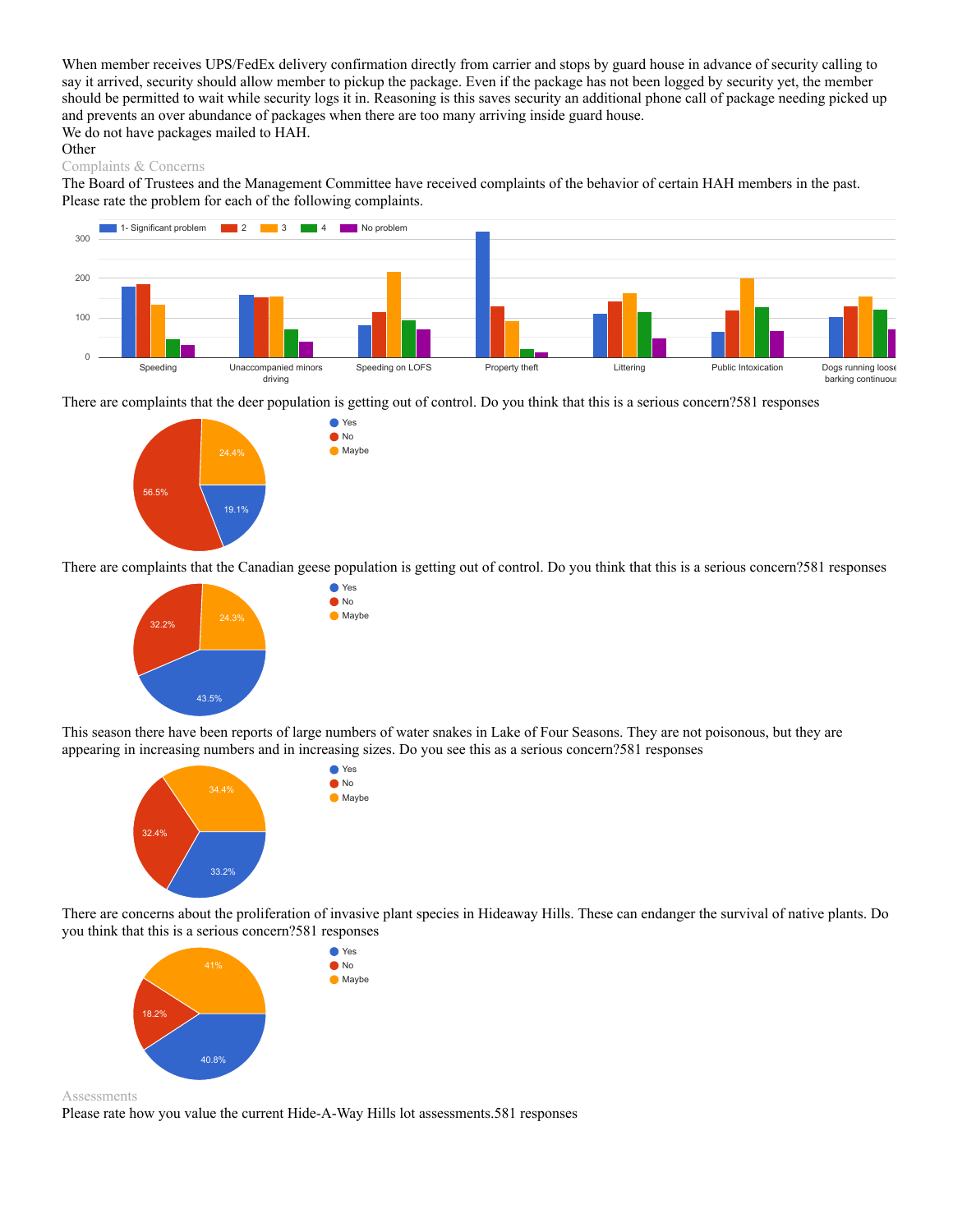When member receives UPS/FedEx delivery confirmation directly from carrier and stops by guard house in advance of security calling to say it arrived, security should allow member to pickup the package. Even if the package has not been logged by security yet, the member should be permitted to wait while security logs it in. Reasoning is this saves security an additional phone call of package needing picked up and prevents an over abundance of packages when there are too many arriving inside guard house.

We do not have packages mailed to HAH.

Other

## Complaints & Concerns

The Board of Trustees and the Management Committee have received complaints of the behavior of certain HAH members in the past. Please rate the problem for each of the following complaints.

There are complaints that the deer population is getting out of control. Do you think that this is a serious concern?581 responses

| Response | Percentage |
|---|---|
| Yes | 19.1% |
| No | 56.5% |
| Maybe | 24.4% |

There are complaints that the Canadian geese population is getting out of control. Do you think that this is a serious concern?581 responses

| Response | Percentage |
|---|---|
| Yes | 43.5% |
| No | 32.2% |
| Maybe | 24.3% |

This season there have been reports of large numbers of water snakes in Lake of Four Seasons. They are not poisonous, but they are appearing in increasing numbers and in increasing sizes. Do you see this as a serious concern?581 responses

| Response | Percentage |
|---|---|
| Yes | 33.2% |
| No | 32.4% |
| Maybe | 34.4% |

There are concerns about the proliferation of invasive plant species in Hideaway Hills. These can endanger the survival of native plants. Do you think that this is a serious concern?581 responses

| Response | Percentage |
|---|---|
| Yes | 40.8% |
| No | 18.2% |
| Maybe | 41% |

## Assessments

Please rate how you value the current Hide-A-Way Hills lot assessments.581 responses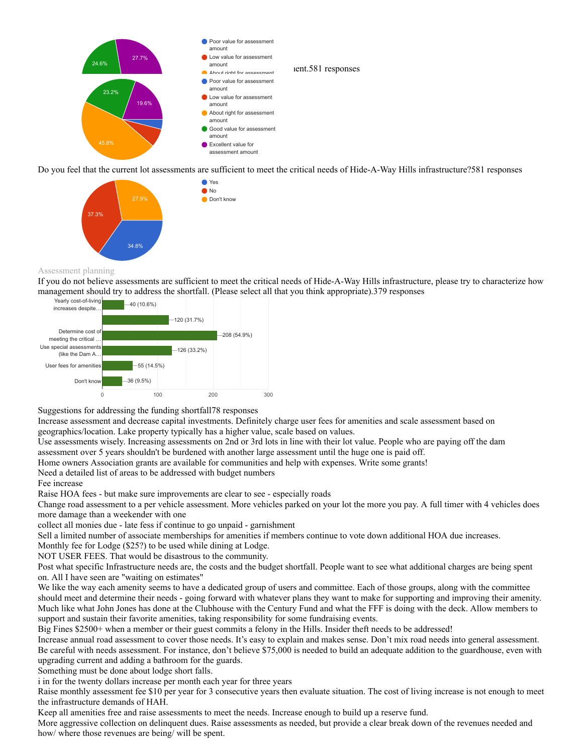ent.581 responses

- Poor value for assessment amount
- Low value for assessment amount
- About right for assessment amount
- Good value for assessment amount
- Excellent value for assessment amount

| Response | Percentage |
| --- | --- |
| About right for assessment amount | 45.8% |
| Good value for assessment amount | 23.2% |
| Excellent value for assessment amount | 19.6% |

Do you feel that the current lot assessments are sufficient to meet the critical needs of Hide-A-Way Hills infrastructure?581 responses

| Response | Percentage |
| --- | --- |
| Yes | 34.8% |
| No | 37.3% |
| Don't know | 27.9% |

Assessment planning

If you do not believe assessments are sufficient to meet the critical needs of Hide-A-Way Hills infrastructure, please try to characterize how management should try to address the shortfall. (Please select all that you think appropriate).379 responses

| Option | Responses |
| --- | --- |
| Yearly cost-of-living increases despite… | 40 (10.6%) |
| | 120 (31.7%) |
| Determine cost of meeting the critical … | 208 (54.9%) |
| Use special assessments (like the Dam A… | 126 (33.2%) |
| User fees for amenities | 55 (14.5%) |
| Don't know | 36 (9.5%) |

Suggestions for addressing the funding shortfall78 responses

Increase assessment and decrease capital investments. Definitely charge user fees for amenities and scale assessment based on geographics/location. Lake property typically has a higher value, scale based on values.

Use assessments wisely. Increasing assessments on 2nd or 3rd lots in line with their lot value. People who are paying off the dam assessment over 5 years shouldn't be burdened with another large assessment until the huge one is paid off.

Home owners Association grants are available for communities and help with expenses. Write some grants!

Need a detailed list of areas to be addressed with budget numbers

Fee increase

Raise HOA fees - but make sure improvements are clear to see - especially roads

Change road assessment to a per vehicle assessment. More vehicles parked on your lot the more you pay. A full timer with 4 vehicles does more damage than a weekender with one

collect all monies due - late fess if continue to go unpaid - garnishment

Sell a limited number of associate memberships for amenities if members continue to vote down additional HOA due increases.

Monthly fee for Lodge ($25?) to be used while dining at Lodge.

NOT USER FEES. That would be disastrous to the community.

Post what specific Infrastructure needs are, the costs and the budget shortfall. People want to see what additional charges are being spent on. All I have seen are "waiting on estimates"

We like the way each amenity seems to have a dedicated group of users and committee. Each of those groups, along with the committee should meet and determine their needs - going forward with whatever plans they want to make for supporting and improving their amenity. Much like what John Jones has done at the Clubhouse with the Century Fund and what the FFF is doing with the deck. Allow members to support and sustain their favorite amenities, taking responsibility for some fundraising events.

Big Fines $2500+ when a member or their guest commits a felony in the Hills. Insider theft needs to be addressed!

Increase annual road assessment to cover those needs. It's easy to explain and makes sense. Don't mix road needs into general assessment. Be careful with needs assessment. For instance, don't believe $75,000 is needed to build an adequate addition to the guardhouse, even with upgrading current and adding a bathroom for the guards.

Something must be done about lodge short falls.

i in for the twenty dollars increase per month each year for three years

Raise monthly assessment fee $10 per year for 3 consecutive years then evaluate situation. The cost of living increase is not enough to meet the infrastructure demands of HAH.

Keep all amenities free and raise assessments to meet the needs. Increase enough to build up a reserve fund.

More aggressive collection on delinquent dues. Raise assessments as needed, but provide a clear break down of the revenues needed and how/ where those revenues are being/ will be spent.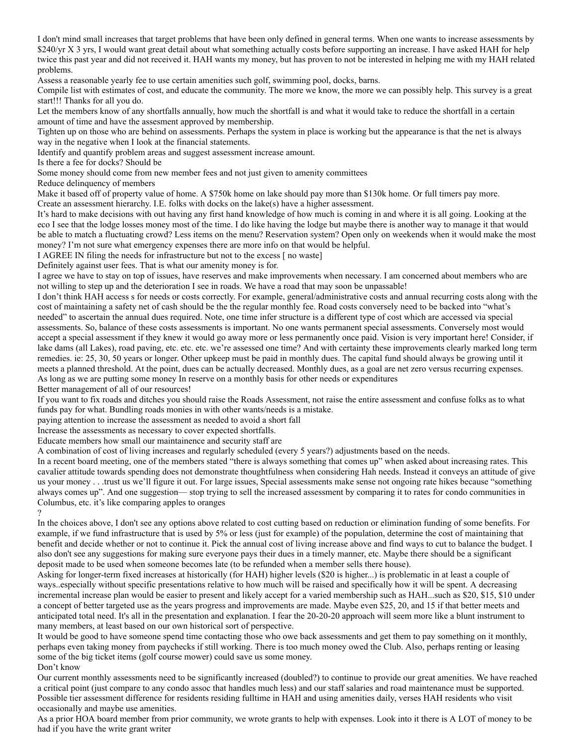I don't mind small increases that target problems that have been only defined in general terms. When one wants to increase assessments by $240/yr X 3 yrs, I would want great detail about what something actually costs before supporting an increase. I have asked HAH for help twice this past year and did not received it. HAH wants my money, but has proven to not be interested in helping me with my HAH related problems.

Assess a reasonable yearly fee to use certain amenities such golf, swimming pool, docks, barns.

Compile list with estimates of cost, and educate the community. The more we know, the more we can possibly help. This survey is a great start!!! Thanks for all you do.

Let the members know of any shortfalls annually, how much the shortfall is and what it would take to reduce the shortfall in a certain amount of time and have the assesment approved by membership.

Tighten up on those who are behind on assessments. Perhaps the system in place is working but the appearance is that the net is always way in the negative when I look at the financial statements.

Identify and quantify problem areas and suggest assessment increase amount.

Is there a fee for docks? Should be

Some money should come from new member fees and not just given to amenity committees

Reduce delinquency of members

Make it based off of property value of home. A $750k home on lake should pay more than $130k home. Or full timers pay more.

Create an assessment hierarchy. I.E. folks with docks on the lake(s) have a higher assessment.

It's hard to make decisions with out having any first hand knowledge of how much is coming in and where it is all going. Looking at the eco I see that the lodge losses money most of the time. I do like having the lodge but maybe there is another way to manage it that would be able to match a fluctuating crowd? Less items on the menu? Reservation system? Open only on weekends when it would make the most money? I'm not sure what emergency expenses there are more info on that would be helpful.

I AGREE IN filing the needs for infrastructure but not to the excess [ no waste]

Definitely against user fees. That is what our amenity money is for.

I agree we have to stay on top of issues, have reserves and make improvements when necessary. I am concerned about members who are not willing to step up and the deterioration I see in roads. We have a road that may soon be unpassable!

I don't think HAH access s for needs or costs correctly. For example, general/administrative costs and annual recurring costs along with the cost of maintaining a safety net of cash should be the the regular monthly fee. Road costs conversely need to be backed into "what's needed" to ascertain the annual dues required. Note, one time infer structure is a different type of cost which are accessed via special assessments. So, balance of these costs assessments is important. No one wants permanent special assessments. Conversely most would accept a special assessment if they knew it would go away more or less permanently once paid. Vision is very important here! Consider, if lake dams (all Lakes), road paving, etc. etc. etc. we're assessed one time? And with certainty these improvements clearly marked long term remedies. ie: 25, 30, 50 years or longer. Other upkeep must be paid in monthly dues. The capital fund should always be growing until it meets a planned threshold. At the point, dues can be actually decreased. Monthly dues, as a goal are net zero versus recurring expenses.

As long as we are putting some money In reserve on a monthly basis for other needs or expenditures

Better management of all of our resources!

If you want to fix roads and ditches you should raise the Roads Assessment, not raise the entire assessment and confuse folks as to what funds pay for what. Bundling roads monies in with other wants/needs is a mistake.

paying attention to increase the assessment as needed to avoid a short fall

Increase the assessments as necessary to cover expected shortfalls.

Educate members how small our maintainence and security staff are

A combination of cost of living increases and regularly scheduled (every 5 years?) adjustments based on the needs.

In a recent board meeting, one of the members stated "there is always something that comes up" when asked about increasing rates. This cavalier attitude towards spending does not demonstrate thoughtfulness when considering Hah needs. Instead it conveys an attitude of give us your money . . .trust us we'll figure it out. For large issues, Special assessments make sense not ongoing rate hikes because "something always comes up". And one suggestion— stop trying to sell the increased assessment by comparing it to rates for condo communities in Columbus, etc. it's like comparing apples to oranges

?

In the choices above, I don't see any options above related to cost cutting based on reduction or elimination funding of some benefits. For example, if we fund infrastructure that is used by 5% or less (just for example) of the population, determine the cost of maintaining that benefit and decide whether or not to continue it. Pick the annual cost of living increase above and find ways to cut to balance the budget. I also don't see any suggestions for making sure everyone pays their dues in a timely manner, etc. Maybe there should be a significant deposit made to be used when someone becomes late (to be refunded when a member sells there house).

Asking for longer-term fixed increases at historically (for HAH) higher levels ($20 is higher...) is problematic in at least a couple of ways..especially without specific presentations relative to how much will be raised and specifically how it will be spent. A decreasing incremental increase plan would be easier to present and likely accept for a varied membership such as HAH...such as $20, $15, $10 under a concept of better targeted use as the years progress and improvements are made. Maybe even $25, 20, and 15 if that better meets and anticipated total need. It's all in the presentation and explanation. I fear the 20-20-20 approach will seem more like a blunt instrument to many members, at least based on our own historical sort of perspective.

It would be good to have someone spend time contacting those who owe back assessments and get them to pay something on it monthly, perhaps even taking money from paychecks if still working. There is too much money owed the Club. Also, perhaps renting or leasing some of the big ticket items (golf course mower) could save us some money.

Don't know

Our current monthly assessments need to be significantly increased (doubled?) to continue to provide our great amenities. We have reached a critical point (just compare to any condo assoc that handles much less) and our staff salaries and road maintenance must be supported. Possible tier assessment difference for residents residing fulltime in HAH and using amenities daily, verses HAH residents who visit occasionally and maybe use amenities.

As a prior HOA board member from prior community, we wrote grants to help with expenses. Look into it there is A LOT of money to be had if you have the write grant writer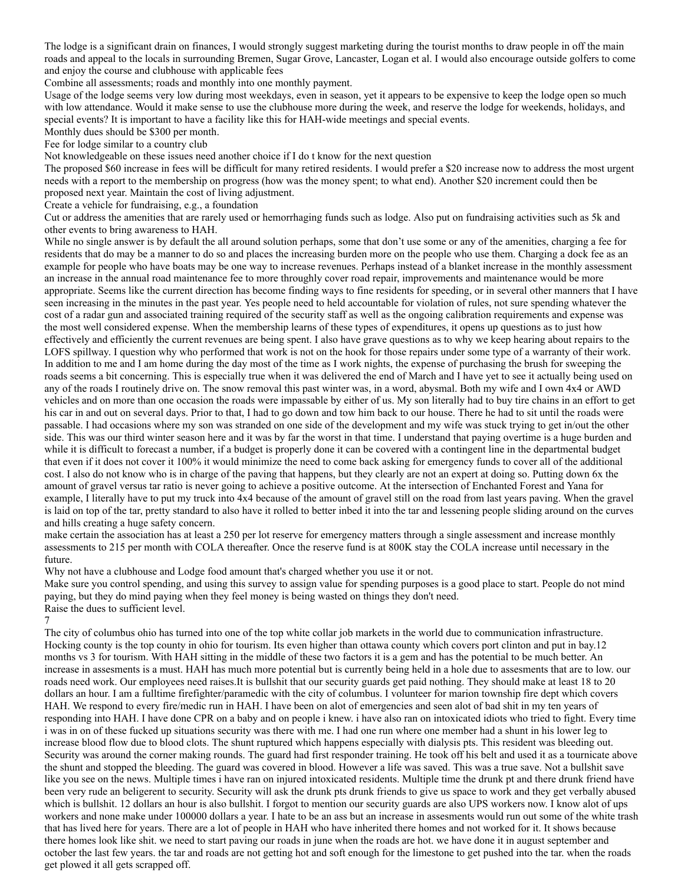The lodge is a significant drain on finances, I would strongly suggest marketing during the tourist months to draw people in off the main roads and appeal to the locals in surrounding Bremen, Sugar Grove, Lancaster, Logan et al. I would also encourage outside golfers to come and enjoy the course and clubhouse with applicable fees

Combine all assessments; roads and monthly into one monthly payment.

Usage of the lodge seems very low during most weekdays, even in season, yet it appears to be expensive to keep the lodge open so much with low attendance. Would it make sense to use the clubhouse more during the week, and reserve the lodge for weekends, holidays, and special events? It is important to have a facility like this for HAH-wide meetings and special events.

Monthly dues should be $300 per month.

Fee for lodge similar to a country club

Not knowledgeable on these issues need another choice if I do t know for the next question

The proposed $60 increase in fees will be difficult for many retired residents. I would prefer a $20 increase now to address the most urgent needs with a report to the membership on progress (how was the money spent; to what end). Another $20 increment could then be proposed next year. Maintain the cost of living adjustment.

Create a vehicle for fundraising, e.g., a foundation

Cut or address the amenities that are rarely used or hemorrhaging funds such as lodge. Also put on fundraising activities such as 5k and other events to bring awareness to HAH.

While no single answer is by default the all around solution perhaps, some that don't use some or any of the amenities, charging a fee for residents that do may be a manner to do so and places the increasing burden more on the people who use them. Charging a dock fee as an example for people who have boats may be one way to increase revenues. Perhaps instead of a blanket increase in the monthly assessment an increase in the annual road maintenance fee to more throughly cover road repair, improvements and maintenance would be more appropriate. Seems like the current direction has become finding ways to fine residents for speeding, or in several other manners that I have seen increasing in the minutes in the past year. Yes people need to held accountable for violation of rules, not sure spending whatever the cost of a radar gun and associated training required of the security staff as well as the ongoing calibration requirements and expense was the most well considered expense. When the membership learns of these types of expenditures, it opens up questions as to just how effectively and efficiently the current revenues are being spent. I also have grave questions as to why we keep hearing about repairs to the LOFS spillway. I question why who performed that work is not on the hook for those repairs under some type of a warranty of their work. In addition to me and I am home during the day most of the time as I work nights, the expense of purchasing the brush for sweeping the roads seems a bit concerning. This is especially true when it was delivered the end of March and I have yet to see it actually being used on any of the roads I routinely drive on. The snow removal this past winter was, in a word, abysmal. Both my wife and I own 4x4 or AWD vehicles and on more than one occasion the roads were impassable by either of us. My son literally had to buy tire chains in an effort to get his car in and out on several days. Prior to that, I had to go down and tow him back to our house. There he had to sit until the roads were passable. I had occasions where my son was stranded on one side of the development and my wife was stuck trying to get in/out the other side. This was our third winter season here and it was by far the worst in that time. I understand that paying overtime is a huge burden and while it is difficult to forecast a number, if a budget is properly done it can be covered with a contingent line in the departmental budget that even if it does not cover it 100% it would minimize the need to come back asking for emergency funds to cover all of the additional cost. I also do not know who is in charge of the paving that happens, but they clearly are not an expert at doing so. Putting down 6x the amount of gravel versus tar ratio is never going to achieve a positive outcome. At the intersection of Enchanted Forest and Yana for example, I literally have to put my truck into 4x4 because of the amount of gravel still on the road from last years paving. When the gravel is laid on top of the tar, pretty standard to also have it rolled to better inbed it into the tar and lessening people sliding around on the curves and hills creating a huge safety concern.

make certain the association has at least a 250 per lot reserve for emergency matters through a single assessment and increase monthly assessments to 215 per month with COLA thereafter. Once the reserve fund is at 800K stay the COLA increase until necessary in the future.

Why not have a clubhouse and Lodge food amount that's charged whether you use it or not.

Make sure you control spending, and using this survey to assign value for spending purposes is a good place to start. People do not mind paying, but they do mind paying when they feel money is being wasted on things they don't need.

Raise the dues to sufficient level.

7

The city of columbus ohio has turned into one of the top white collar job markets in the world due to communication infrastructure. Hocking county is the top county in ohio for tourism. Its even higher than ottawa county which covers port clinton and put in bay.12 months vs 3 for tourism. With HAH sitting in the middle of these two factors it is a gem and has the potential to be much better. An increase in assesments is a must. HAH has much more potential but is currently being held in a hole due to assesments that are to low. our roads need work. Our employees need raises.It is bullshit that our security guards get paid nothing. They should make at least 18 to 20 dollars an hour. I am a fulltime firefighter/paramedic with the city of columbus. I volunteer for marion township fire dept which covers HAH. We respond to every fire/medic run in HAH. I have been on alot of emergencies and seen alot of bad shit in my ten years of responding into HAH. I have done CPR on a baby and on people i knew. i have also ran on intoxicated idiots who tried to fight. Every time i was in on of these fucked up situations security was there with me. I had one run where one member had a shunt in his lower leg to increase blood flow due to blood clots. The shunt ruptured which happens especially with dialysis pts. This resident was bleeding out. Security was around the corner making rounds. The guard had first responder training. He took off his belt and used it as a tournicate above the shunt and stopped the bleeding. The guard was covered in blood. However a life was saved. This was a true save. Not a bullshit save like you see on the news. Multiple times i have ran on injured intoxicated residents. Multiple time the drunk pt and there drunk friend have been very rude an beligerent to security. Security will ask the drunk pts drunk friends to give us space to work and they get verbally abused which is bullshit. 12 dollars an hour is also bullshit. I forgot to mention our security guards are also UPS workers now. I know alot of ups workers and none make under 100000 dollars a year. I hate to be an ass but an increase in assesments would run out some of the white trash that has lived here for years. There are a lot of people in HAH who have inherited there homes and not worked for it. It shows because there homes look like shit. we need to start paving our roads in june when the roads are hot. we have done it in august september and october the last few years. the tar and roads are not getting hot and soft enough for the limestone to get pushed into the tar. when the roads get plowed it all gets scrapped off.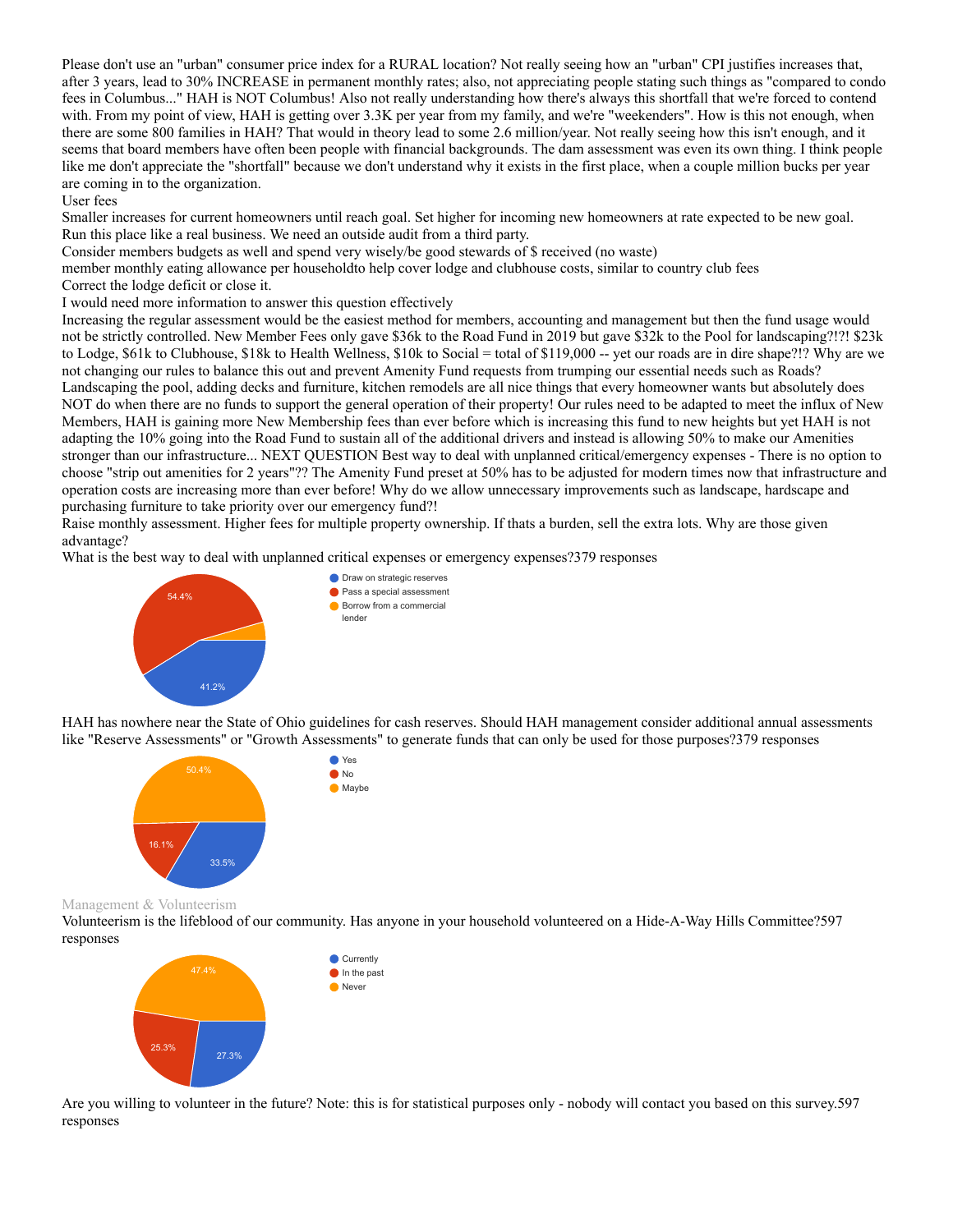Please don't use an "urban" consumer price index for a RURAL location? Not really seeing how an "urban" CPI justifies increases that, after 3 years, lead to 30% INCREASE in permanent monthly rates; also, not appreciating people stating such things as "compared to condo fees in Columbus..." HAH is NOT Columbus! Also not really understanding how there's always this shortfall that we're forced to contend with. From my point of view, HAH is getting over 3.3K per year from my family, and we're "weekenders". How is this not enough, when there are some 800 families in HAH? That would in theory lead to some 2.6 million/year. Not really seeing how this isn't enough, and it seems that board members have often been people with financial backgrounds. The dam assessment was even its own thing. I think people like me don't appreciate the "shortfall" because we don't understand why it exists in the first place, when a couple million bucks per year are coming in to the organization.

User fees

Smaller increases for current homeowners until reach goal. Set higher for incoming new homeowners at rate expected to be new goal.

Run this place like a real business. We need an outside audit from a third party.

Consider members budgets as well and spend very wisely/be good stewards of $ received (no waste)

member monthly eating allowance per householdto help cover lodge and clubhouse costs, similar to country club fees

Correct the lodge deficit or close it.

I would need more information to answer this question effectively

Increasing the regular assessment would be the easiest method for members, accounting and management but then the fund usage would not be strictly controlled. New Member Fees only gave $36k to the Road Fund in 2019 but gave $32k to the Pool for landscaping?!?! $23k to Lodge, $61k to Clubhouse, $18k to Health Wellness, $10k to Social = total of $119,000 -- yet our roads are in dire shape?!? Why are we not changing our rules to balance this out and prevent Amenity Fund requests from trumping our essential needs such as Roads? Landscaping the pool, adding decks and furniture, kitchen remodels are all nice things that every homeowner wants but absolutely does NOT do when there are no funds to support the general operation of their property! Our rules need to be adapted to meet the influx of New Members, HAH is gaining more New Membership fees than ever before which is increasing this fund to new heights but yet HAH is not adapting the 10% going into the Road Fund to sustain all of the additional drivers and instead is allowing 50% to make our Amenities stronger than our infrastructure... NEXT QUESTION Best way to deal with unplanned critical/emergency expenses - There is no option to choose "strip out amenities for 2 years"?? The Amenity Fund preset at 50% has to be adjusted for modern times now that infrastructure and operation costs are increasing more than ever before! Why do we allow unnecessary improvements such as landscape, hardscape and purchasing furniture to take priority over our emergency fund?!

Raise monthly assessment. Higher fees for multiple property ownership. If thats a burden, sell the extra lots. Why are those given advantage?

What is the best way to deal with unplanned critical expenses or emergency expenses?379 responses

- Draw on strategic reserves: 41.2%
- Pass a special assessment: 54.4%
- Borrow from a commercial lender

HAH has nowhere near the State of Ohio guidelines for cash reserves. Should HAH management consider additional annual assessments like "Reserve Assessments" or "Growth Assessments" to generate funds that can only be used for those purposes?379 responses

- Yes: 33.5%
- No: 16.1%
- Maybe: 50.4%

## Management & Volunteerism

Volunteerism is the lifeblood of our community. Has anyone in your household volunteered on a Hide-A-Way Hills Committee?597 responses

- Currently: 27.3%
- In the past: 25.3%
- Never: 47.4%

Are you willing to volunteer in the future? Note: this is for statistical purposes only - nobody will contact you based on this survey.597 responses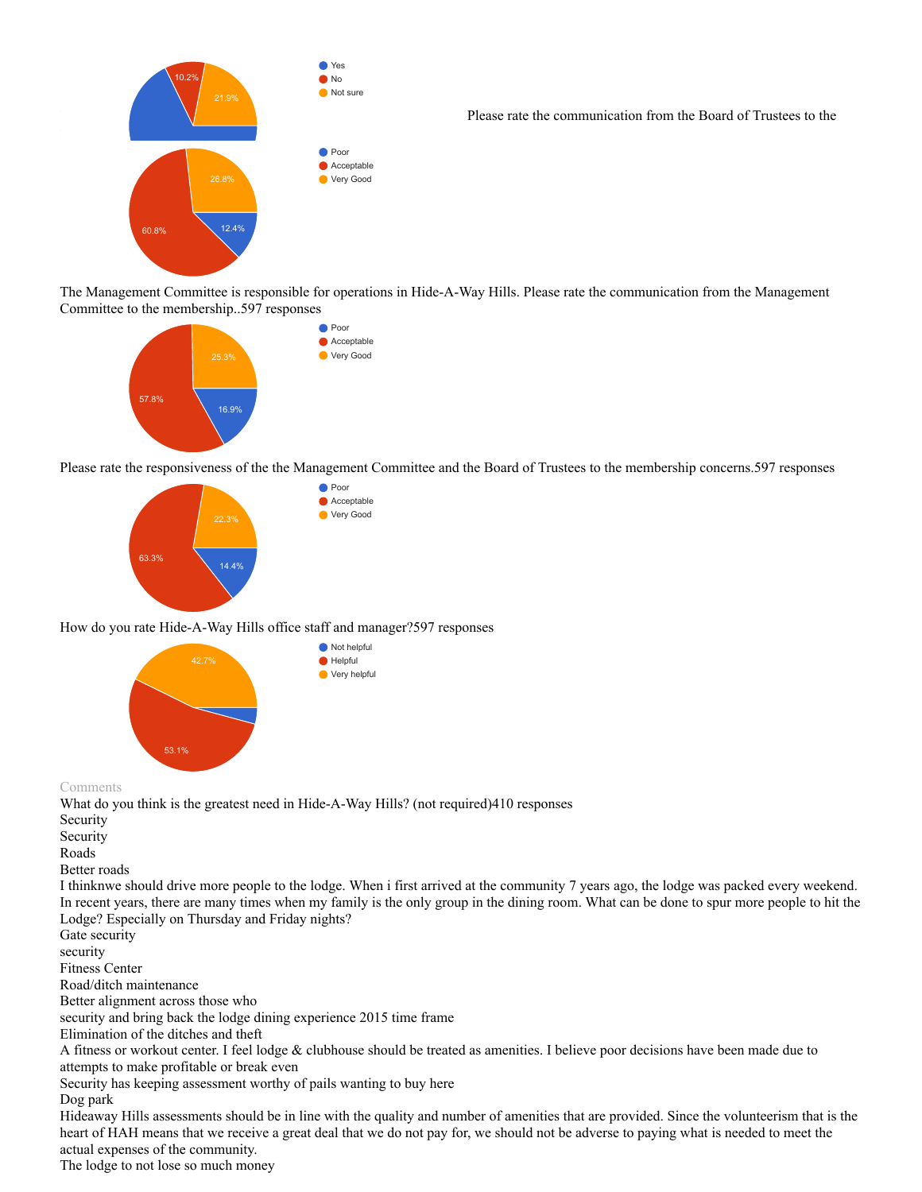- Yes
- No: 10.2%
- Not sure: 21.9%

Please rate the communication from the Board of Trustees to the

- Poor: 12.4%
- Acceptable: 60.8%
- Very Good: 26.8%

The Management Committee is responsible for operations in Hide-A-Way Hills. Please rate the communication from the Management Committee to the membership..597 responses

- Poor: 16.9%
- Acceptable: 57.8%
- Very Good: 25.3%

Please rate the responsiveness of the the Management Committee and the Board of Trustees to the membership concerns.597 responses

- Poor: 14.4%
- Acceptable: 63.3%
- Very Good: 22.3%

How do you rate Hide-A-Way Hills office staff and manager?597 responses

- Not helpful
- Helpful: 53.1%
- Very helpful: 42.7%

Comments

What do you think is the greatest need in Hide-A-Way Hills? (not required)410 responses

Security

Security

Roads

Better roads

I thinknwe should drive more people to the lodge. When i first arrived at the community 7 years ago, the lodge was packed every weekend. In recent years, there are many times when my family is the only group in the dining room. What can be done to spur more people to hit the Lodge? Especially on Thursday and Friday nights?

Gate security

security

Fitness Center

Road/ditch maintenance

Better alignment across those who

security and bring back the lodge dining experience 2015 time frame

Elimination of the ditches and theft

A fitness or workout center. I feel lodge & clubhouse should be treated as amenities. I believe poor decisions have been made due to attempts to make profitable or break even

Security has keeping assessment worthy of pails wanting to buy here

Dog park

Hideaway Hills assessments should be in line with the quality and number of amenities that are provided. Since the volunteerism that is the heart of HAH means that we receive a great deal that we do not pay for, we should not be adverse to paying what is needed to meet the actual expenses of the community.

The lodge to not lose so much money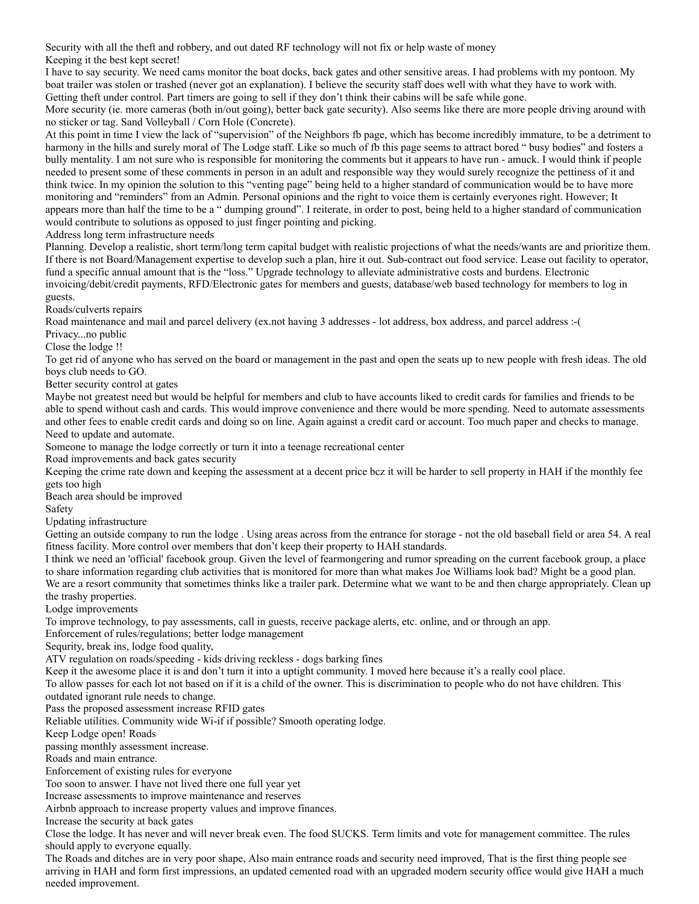Security with all the theft and robbery, and out dated RF technology will not fix or help waste of money

Keeping it the best kept secret!

I have to say security. We need cams monitor the boat docks, back gates and other sensitive areas. I had problems with my pontoon. My boat trailer was stolen or trashed (never got an explanation). I believe the security staff does well with what they have to work with.

Getting theft under control. Part timers are going to sell if they don't think their cabins will be safe while gone.

More security (ie. more cameras (both in/out going), better back gate security). Also seems like there are more people driving around with no sticker or tag. Sand Volleyball / Corn Hole (Concrete).

At this point in time I view the lack of "supervision" of the Neighbors fb page, which has become incredibly immature, to be a detriment to harmony in the hills and surely moral of The Lodge staff. Like so much of fb this page seems to attract bored " busy bodies" and fosters a bully mentality. I am not sure who is responsible for monitoring the comments but it appears to have run - amuck. I would think if people needed to present some of these comments in person in an adult and responsible way they would surely recognize the pettiness of it and think twice. In my opinion the solution to this "venting page" being held to a higher standard of communication would be to have more monitoring and "reminders" from an Admin. Personal opinions and the right to voice them is certainly everyones right. However; It appears more than half the time to be a " dumping ground". I reiterate, in order to post, being held to a higher standard of communication would contribute to solutions as opposed to just finger pointing and picking.

Address long term infrastructure needs

Planning. Develop a realistic, short term/long term capital budget with realistic projections of what the needs/wants are and prioritize them. If there is not Board/Management expertise to develop such a plan, hire it out. Sub-contract out food service. Lease out facility to operator, fund a specific annual amount that is the "loss." Upgrade technology to alleviate administrative costs and burdens. Electronic invoicing/debit/credit payments, RFD/Electronic gates for members and guests, database/web based technology for members to log in guests.

Roads/culverts repairs

Road maintenance and mail and parcel delivery (ex.not having 3 addresses - lot address, box address, and parcel address :-(

Privacy...no public

Close the lodge !!

To get rid of anyone who has served on the board or management in the past and open the seats up to new people with fresh ideas. The old boys club needs to GO.

Better security control at gates

Maybe not greatest need but would be helpful for members and club to have accounts liked to credit cards for families and friends to be able to spend without cash and cards. This would improve convenience and there would be more spending. Need to automate assessments and other fees to enable credit cards and doing so on line. Again against a credit card or account. Too much paper and checks to manage. Need to update and automate.

Someone to manage the lodge correctly or turn it into a teenage recreational center

Road improvements and back gates security

Keeping the crime rate down and keeping the assessment at a decent price bcz it will be harder to sell property in HAH if the monthly fee gets too high

Beach area should be improved

Safety

Updating infrastructure

Getting an outside company to run the lodge . Using areas across from the entrance for storage - not the old baseball field or area 54. A real fitness facility. More control over members that don't keep their property to HAH standards.

I think we need an 'official' facebook group. Given the level of fearmongering and rumor spreading on the current facebook group, a place to share information regarding club activities that is monitored for more than what makes Joe Williams look bad? Might be a good plan.

We are a resort community that sometimes thinks like a trailer park. Determine what we want to be and then charge appropriately. Clean up the trashy properties.

Lodge improvements

To improve technology, to pay assessments, call in guests, receive package alerts, etc. online, and or through an app.

Enforcement of rules/regulations; better lodge management

Sequrity, break ins, lodge food quality,

ATV regulation on roads/speeding - kids driving reckless - dogs barking fines

Keep it the awesome place it is and don't turn it into a uptight community. I moved here because it's a really cool place.

To allow passes for each lot not based on if it is a child of the owner. This is discrimination to people who do not have children. This outdated ignorant rule needs to change.

Pass the proposed assessment increase RFID gates

Reliable utilities. Community wide Wi-if if possible? Smooth operating lodge.

Keep Lodge open! Roads

passing monthly assessment increase.

Roads and main entrance.

Enforcement of existing rules for everyone

Too soon to answer. I have not lived there one full year yet

Increase assessments to improve maintenance and reserves

Airbnb approach to increase property values and improve finances.

Increase the security at back gates

Close the lodge. It has never and will never break even. The food SUCKS. Term limits and vote for management committee. The rules should apply to everyone equally.

The Roads and ditches are in very poor shape, Also main entrance roads and security need improved, That is the first thing people see arriving in HAH and form first impressions, an updated cemented road with an upgraded modern security office would give HAH a much needed improvement.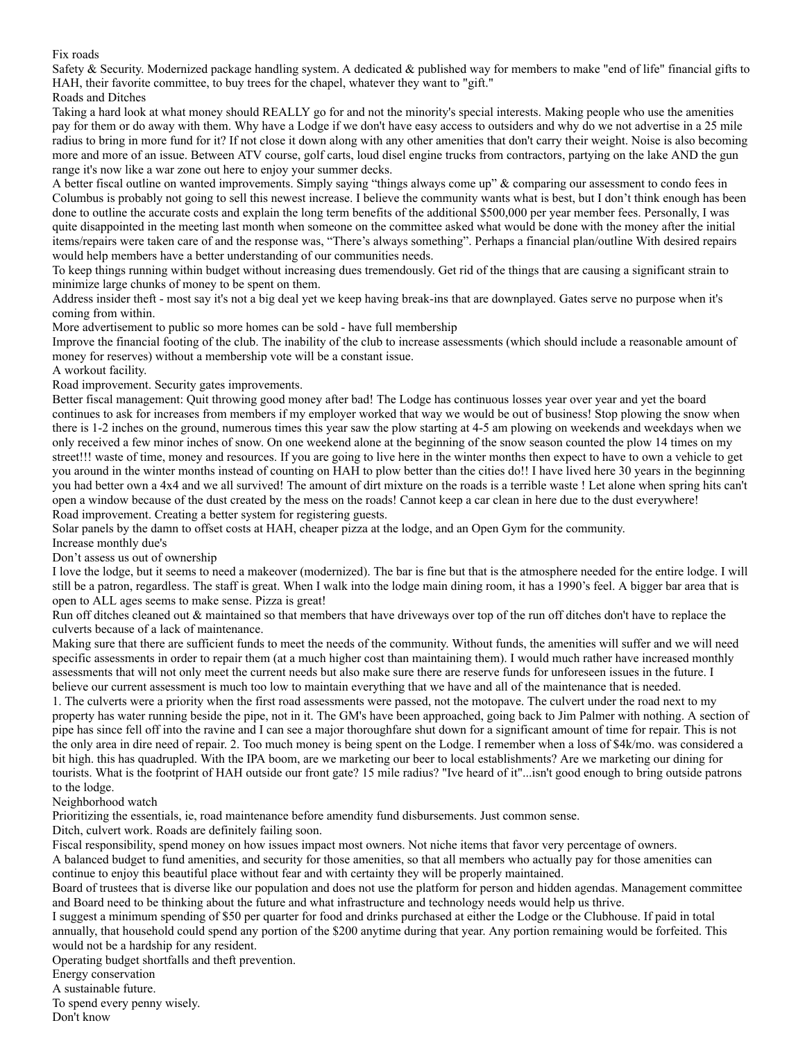Fix roads

Safety & Security. Modernized package handling system. A dedicated & published way for members to make "end of life" financial gifts to HAH, their favorite committee, to buy trees for the chapel, whatever they want to "gift."

Roads and Ditches

Taking a hard look at what money should REALLY go for and not the minority's special interests. Making people who use the amenities pay for them or do away with them. Why have a Lodge if we don't have easy access to outsiders and why do we not advertise in a 25 mile radius to bring in more fund for it? If not close it down along with any other amenities that don't carry their weight. Noise is also becoming more and more of an issue. Between ATV course, golf carts, loud disel engine trucks from contractors, partying on the lake AND the gun range it's now like a war zone out here to enjoy your summer decks.

A better fiscal outline on wanted improvements. Simply saying "things always come up" & comparing our assessment to condo fees in Columbus is probably not going to sell this newest increase. I believe the community wants what is best, but I don't think enough has been done to outline the accurate costs and explain the long term benefits of the additional $500,000 per year member fees. Personally, I was quite disappointed in the meeting last month when someone on the committee asked what would be done with the money after the initial items/repairs were taken care of and the response was, "There's always something". Perhaps a financial plan/outline With desired repairs would help members have a better understanding of our communities needs.

To keep things running within budget without increasing dues tremendously. Get rid of the things that are causing a significant strain to minimize large chunks of money to be spent on them.

Address insider theft - most say it's not a big deal yet we keep having break-ins that are downplayed. Gates serve no purpose when it's coming from within.

More advertisement to public so more homes can be sold - have full membership

Improve the financial footing of the club. The inability of the club to increase assessments (which should include a reasonable amount of money for reserves) without a membership vote will be a constant issue.

A workout facility.

Road improvement. Security gates improvements.

Better fiscal management: Quit throwing good money after bad! The Lodge has continuous losses year over year and yet the board continues to ask for increases from members if my employer worked that way we would be out of business! Stop plowing the snow when there is 1-2 inches on the ground, numerous times this year saw the plow starting at 4-5 am plowing on weekends and weekdays when we only received a few minor inches of snow. On one weekend alone at the beginning of the snow season counted the plow 14 times on my street!!! waste of time, money and resources. If you are going to live here in the winter months then expect to have to own a vehicle to get you around in the winter months instead of counting on HAH to plow better than the cities do!! I have lived here 30 years in the beginning you had better own a 4x4 and we all survived! The amount of dirt mixture on the roads is a terrible waste ! Let alone when spring hits can't open a window because of the dust created by the mess on the roads! Cannot keep a car clean in here due to the dust everywhere!

Road improvement. Creating a better system for registering guests.

Solar panels by the damn to offset costs at HAH, cheaper pizza at the lodge, and an Open Gym for the community.

Increase monthly due's

Don't assess us out of ownership

I love the lodge, but it seems to need a makeover (modernized). The bar is fine but that is the atmosphere needed for the entire lodge. I will still be a patron, regardless. The staff is great. When I walk into the lodge main dining room, it has a 1990's feel. A bigger bar area that is open to ALL ages seems to make sense. Pizza is great!

Run off ditches cleaned out & maintained so that members that have driveways over top of the run off ditches don't have to replace the culverts because of a lack of maintenance.

Making sure that there are sufficient funds to meet the needs of the community. Without funds, the amenities will suffer and we will need specific assessments in order to repair them (at a much higher cost than maintaining them). I would much rather have increased monthly assessments that will not only meet the current needs but also make sure there are reserve funds for unforeseen issues in the future. I believe our current assessment is much too low to maintain everything that we have and all of the maintenance that is needed.

1. The culverts were a priority when the first road assessments were passed, not the motopave. The culvert under the road next to my property has water running beside the pipe, not in it. The GM's have been approached, going back to Jim Palmer with nothing. A section of pipe has since fell off into the ravine and I can see a major thoroughfare shut down for a significant amount of time for repair. This is not the only area in dire need of repair. 2. Too much money is being spent on the Lodge. I remember when a loss of $4k/mo. was considered a bit high. this has quadrupled. With the IPA boom, are we marketing our beer to local establishments? Are we marketing our dining for tourists. What is the footprint of HAH outside our front gate? 15 mile radius? "Ive heard of it"...isn't good enough to bring outside patrons to the lodge.

Neighborhood watch

Prioritizing the essentials, ie, road maintenance before amendity fund disbursements. Just common sense.

Ditch, culvert work. Roads are definitely failing soon.

Fiscal responsibility, spend money on how issues impact most owners. Not niche items that favor very percentage of owners.

A balanced budget to fund amenities, and security for those amenities, so that all members who actually pay for those amenities can continue to enjoy this beautiful place without fear and with certainty they will be properly maintained.

Board of trustees that is diverse like our population and does not use the platform for person and hidden agendas. Management committee and Board need to be thinking about the future and what infrastructure and technology needs would help us thrive.

I suggest a minimum spending of $50 per quarter for food and drinks purchased at either the Lodge or the Clubhouse. If paid in total annually, that household could spend any portion of the $200 anytime during that year. Any portion remaining would be forfeited. This would not be a hardship for any resident.

Operating budget shortfalls and theft prevention.

Energy conservation

A sustainable future.

To spend every penny wisely.

Don't know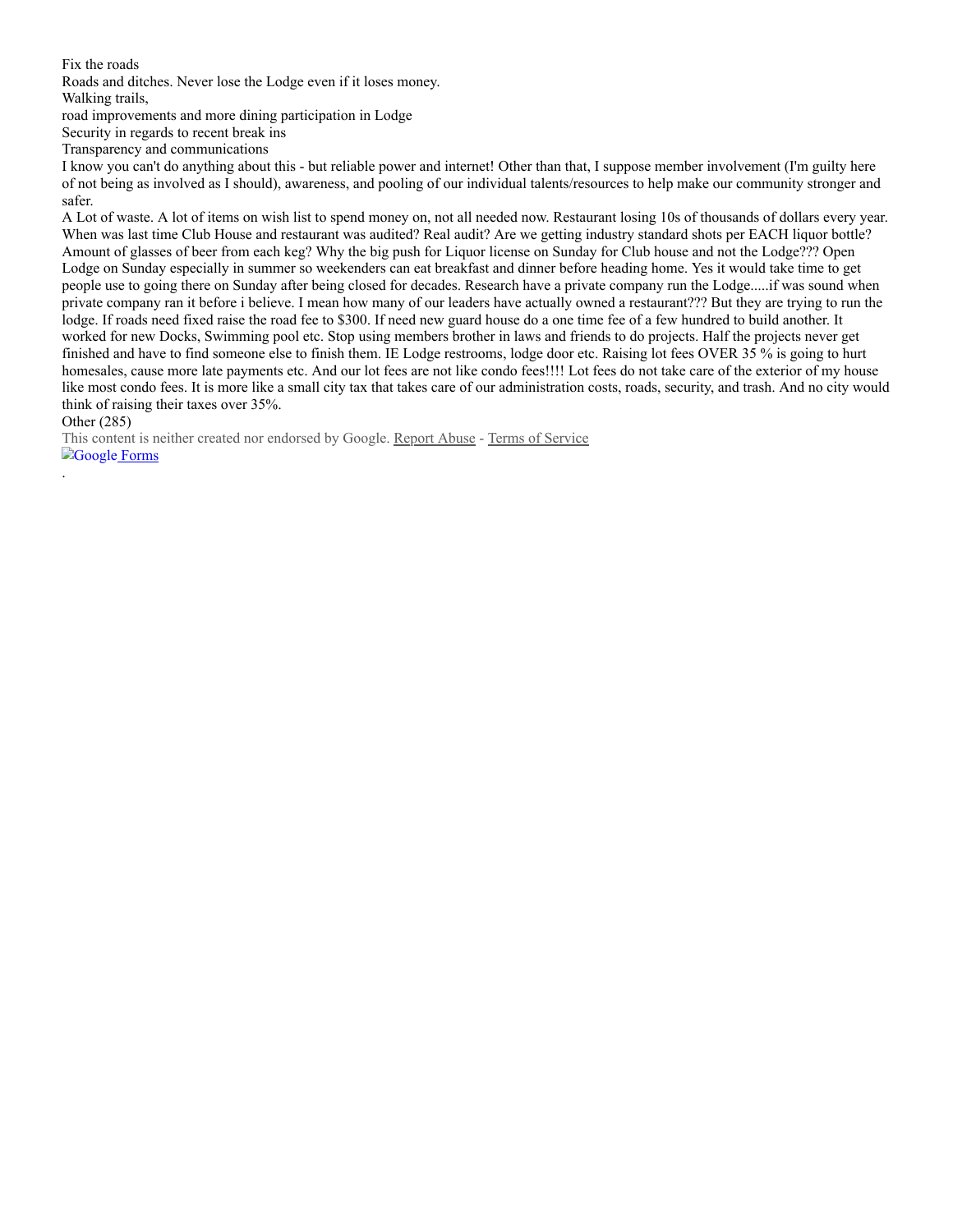Fix the roads

Roads and ditches. Never lose the Lodge even if it loses money.

Walking trails,

road improvements and more dining participation in Lodge

Security in regards to recent break ins

Transparency and communications

I know you can't do anything about this - but reliable power and internet! Other than that, I suppose member involvement (I'm guilty here of not being as involved as I should), awareness, and pooling of our individual talents/resources to help make our community stronger and safer.

A Lot of waste. A lot of items on wish list to spend money on, not all needed now. Restaurant losing 10s of thousands of dollars every year. When was last time Club House and restaurant was audited? Real audit? Are we getting industry standard shots per EACH liquor bottle? Amount of glasses of beer from each keg? Why the big push for Liquor license on Sunday for Club house and not the Lodge??? Open Lodge on Sunday especially in summer so weekenders can eat breakfast and dinner before heading home. Yes it would take time to get people use to going there on Sunday after being closed for decades. Research have a private company run the Lodge.....if was sound when private company ran it before i believe. I mean how many of our leaders have actually owned a restaurant??? But they are trying to run the lodge. If roads need fixed raise the road fee to $300. If need new guard house do a one time fee of a few hundred to build another. It worked for new Docks, Swimming pool etc. Stop using members brother in laws and friends to do projects. Half the projects never get finished and have to find someone else to finish them. IE Lodge restrooms, lodge door etc. Raising lot fees OVER 35 % is going to hurt homesales, cause more late payments etc. And our lot fees are not like condo fees!!!! Lot fees do not take care of the exterior of my house like most condo fees. It is more like a small city tax that takes care of our administration costs, roads, security, and trash. And no city would think of raising their taxes over 35%.

Other (285)

This content is neither created nor endorsed by Google. Report Abuse - Terms of Service

Google Forms

.